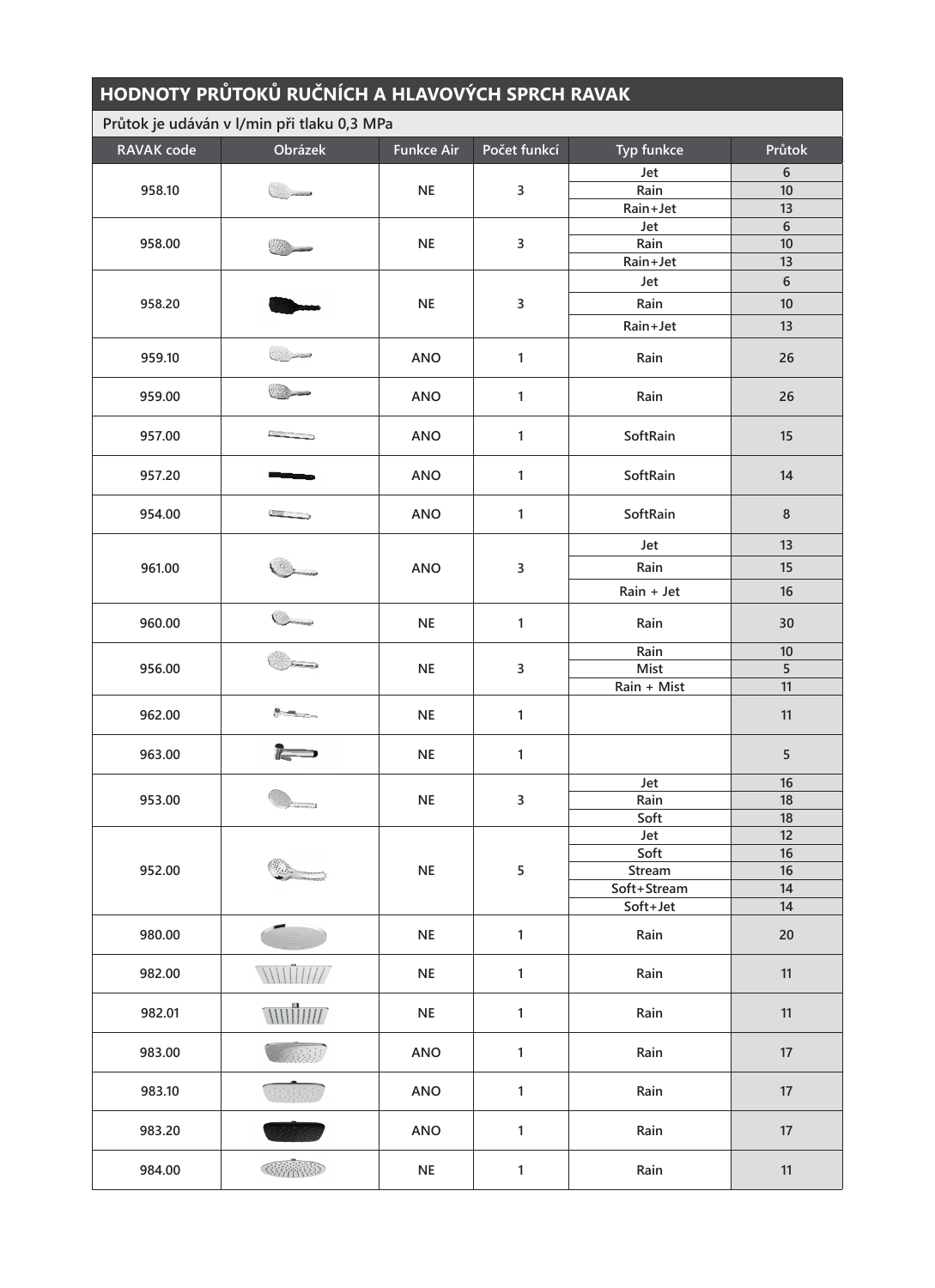## HODNOTY PRŮTOKŮ RUČNÍCH A HLAVOVÝCH SPRCH RAVAK

Průtok je udáván v l/min při tlaku 0,3 MPa

| RAVAK code | Obrázek | Funkce Air | Počet funkcí | Typ funkce | Průtok |
|---|---|---|---|---|---|
| 958.10 | | NE | 3 | Jet | 6 |
| | | | | Rain | 10 |
| | | | | Rain+Jet | 13 |
| 958.00 | | NE | 3 | Jet | 6 |
| | | | | Rain | 10 |
| | | | | Rain+Jet | 13 |
| 958.20 | | NE | 3 | Jet | 6 |
| | | | | Rain | 10 |
| | | | | Rain+Jet | 13 |
| 959.10 | | ANO | 1 | Rain | 26 |
| 959.00 | | ANO | 1 | Rain | 26 |
| 957.00 | | ANO | 1 | SoftRain | 15 |
| 957.20 | | ANO | 1 | SoftRain | 14 |
| 954.00 | | ANO | 1 | SoftRain | 8 |
| 961.00 | | ANO | 3 | Jet | 13 |
| | | | | Rain | 15 |
| | | | | Rain + Jet | 16 |
| 960.00 | | NE | 1 | Rain | 30 |
| 956.00 | | NE | 3 | Rain | 10 |
| | | | | Mist | 5 |
| | | | | Rain + Mist | 11 |
| 962.00 | | NE | 1 | | 11 |
| 963.00 | | NE | 1 | | 5 |
| 953.00 | | NE | 3 | Jet | 16 |
| | | | | Rain | 18 |
| | | | | Soft | 18 |
| 952.00 | | NE | 5 | Jet | 12 |
| | | | | Soft | 16 |
| | | | | Stream | 16 |
| | | | | Soft+Stream | 14 |
| | | | | Soft+Jet | 14 |
| 980.00 | | NE | 1 | Rain | 20 |
| 982.00 | | NE | 1 | Rain | 11 |
| 982.01 | | NE | 1 | Rain | 11 |
| 983.00 | | ANO | 1 | Rain | 17 |
| 983.10 | | ANO | 1 | Rain | 17 |
| 983.20 | | ANO | 1 | Rain | 17 |
| 984.00 | | NE | 1 | Rain | 11 |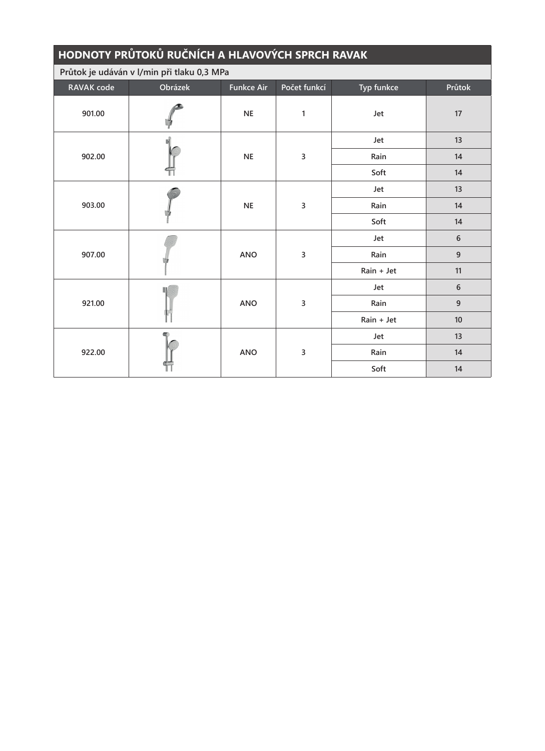## HODNOTY PRŮTOKŮ RUČNÍCH A HLAVOVÝCH SPRCH RAVAK

**Průtok je udáván v l/min při tlaku 0,3 MPa**

| RAVAK code | Obrázek | Funkce Air | Počet funkcí | Typ funkce | Průtok |
|---|---|---|---|---|---|
| 901.00 | | NE | 1 | Jet | 17 |
| 902.00 | | NE | 3 | Jet | 13 |
| | | | | Rain | 14 |
| | | | | Soft | 14 |
| 903.00 | | NE | 3 | Jet | 13 |
| | | | | Rain | 14 |
| | | | | Soft | 14 |
| 907.00 | | ANO | 3 | Jet | 6 |
| | | | | Rain | 9 |
| | | | | Rain + Jet | 11 |
| 921.00 | | ANO | 3 | Jet | 6 |
| | | | | Rain | 9 |
| | | | | Rain + Jet | 10 |
| 922.00 | | ANO | 3 | Jet | 13 |
| | | | | Rain | 14 |
| | | | | Soft | 14 |